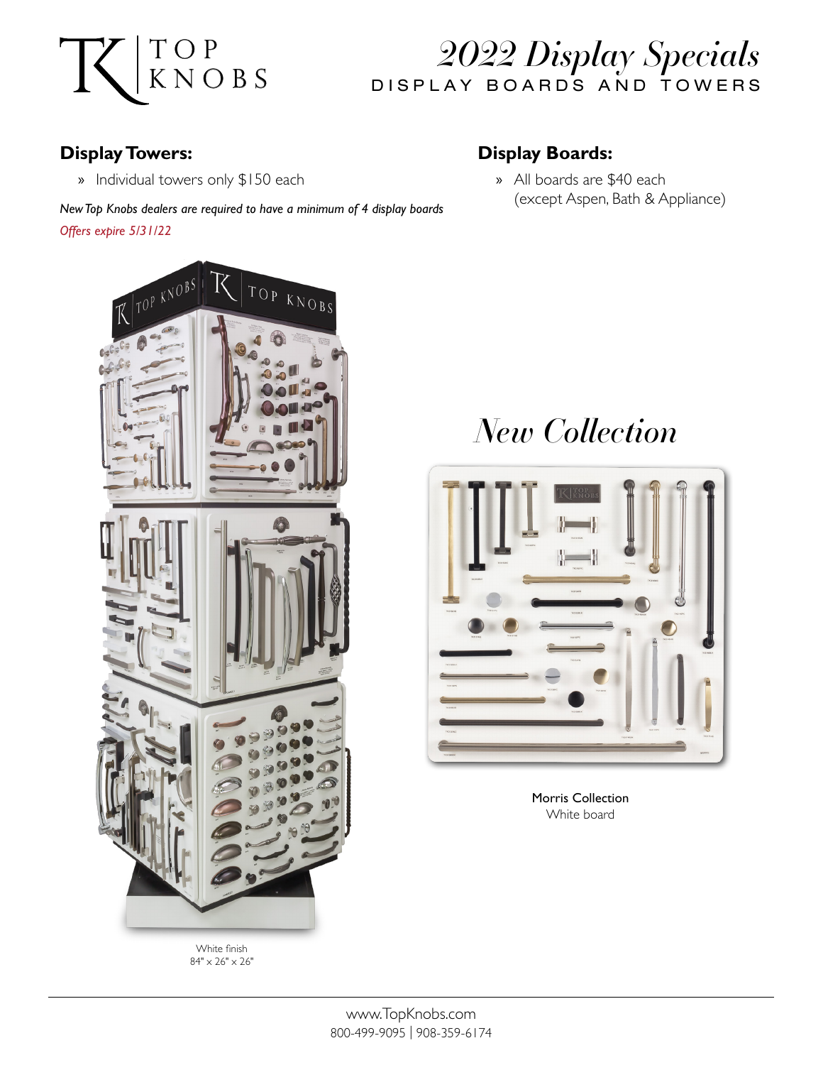# 2022 Display Specials

DISPLAY BOARDS AND TOWERS

## Display Towers:

» Individual towers only $150 each

*New Top Knobs dealers are required to have a minimum of 4 display boards*

*Offers expire 5/31/22*

## Display Boards:

» All boards are $40 each (except Aspen, Bath & Appliance)

White finish
84" x 26" x 26"

# *New Collection*

Morris Collection
White board

www.TopKnobs.com
800-499-9095 | 908-359-6174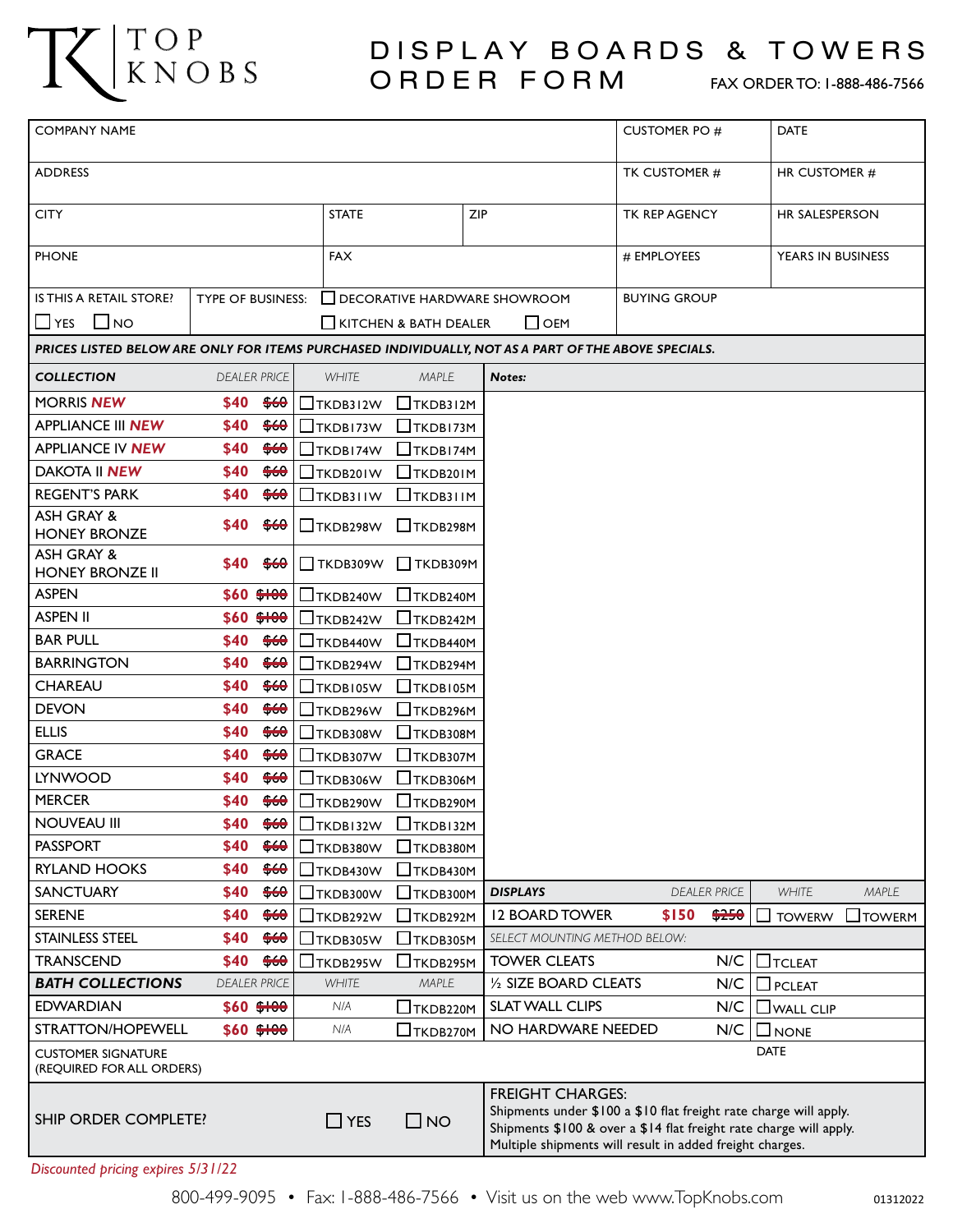TOP KNOBS

# DISPLAY BOARDS & TOWERS ORDER FORM

FAX ORDER TO: 1-888-486-7566

| | | | | |
|---|---|---|---|---|
| COMPANY NAME | | | CUSTOMER PO # | DATE |
| ADDRESS | | | TK CUSTOMER # | HR CUSTOMER # |
| CITY | STATE | ZIP | TK REP AGENCY | HR SALESPERSON |
| PHONE | FAX | | # EMPLOYEES | YEARS IN BUSINESS |
| IS THIS A RETAIL STORE? ☐ YES ☐ NO | TYPE OF BUSINESS: | ☐ DECORATIVE HARDWARE SHOWROOM ☐ KITCHEN & BATH DEALER ☐ OEM | BUYING GROUP | |

***PRICES LISTED BELOW ARE ONLY FOR ITEMS PURCHASED INDIVIDUALLY, NOT AS A PART OF THE ABOVE SPECIALS.***

| COLLECTION | DEALER PRICE | | WHITE | MAPLE |
|---|---|---|---|---|
| MORRIS ***NEW*** | $40 | ~~$60~~ | ☐ TKDB312W | ☐ TKDB312M |
| APPLIANCE III ***NEW*** | $40 | ~~$60~~ | ☐ TKDB173W | ☐ TKDB173M |
| APPLIANCE IV ***NEW*** | $40 | ~~$60~~ | ☐ TKDB174W | ☐ TKDB174M |
| DAKOTA II ***NEW*** | $40 | ~~$60~~ | ☐ TKDB201W | ☐ TKDB201M |
| REGENT'S PARK | $40 | ~~$60~~ | ☐ TKDB311W | ☐ TKDB311M |
| ASH GRAY & HONEY BRONZE | $40 | ~~$60~~ | ☐ TKDB298W | ☐ TKDB298M |
| ASH GRAY & HONEY BRONZE II | $40 | ~~$60~~ | ☐ TKDB309W | ☐ TKDB309M |
| ASPEN | $60 | ~~$100~~ | ☐ TKDB240W | ☐ TKDB240M |
| ASPEN II | $60 | ~~$100~~ | ☐ TKDB242W | ☐ TKDB242M |
| BAR PULL | $40 | ~~$60~~ | ☐ TKDB440W | ☐ TKDB440M |
| BARRINGTON | $40 | ~~$60~~ | ☐ TKDB294W | ☐ TKDB294M |
| CHAREAU | $40 | ~~$60~~ | ☐ TKDB105W | ☐ TKDB105M |
| DEVON | $40 | ~~$60~~ | ☐ TKDB296W | ☐ TKDB296M |
| ELLIS | $40 | ~~$60~~ | ☐ TKDB308W | ☐ TKDB308M |
| GRACE | $40 | ~~$60~~ | ☐ TKDB307W | ☐ TKDB307M |
| LYNWOOD | $40 | ~~$60~~ | ☐ TKDB306W | ☐ TKDB306M |
| MERCER | $40 | ~~$60~~ | ☐ TKDB290W | ☐ TKDB290M |
| NOUVEAU III | $40 | ~~$60~~ | ☐ TKDB132W | ☐ TKDB132M |
| PASSPORT | $40 | ~~$60~~ | ☐ TKDB380W | ☐ TKDB380M |
| RYLAND HOOKS | $40 | ~~$60~~ | ☐ TKDB430W | ☐ TKDB430M |
| SANCTUARY | $40 | ~~$60~~ | ☐ TKDB300W | ☐ TKDB300M |
| SERENE | $40 | ~~$60~~ | ☐ TKDB292W | ☐ TKDB292M |
| STAINLESS STEEL | $40 | ~~$60~~ | ☐ TKDB305W | ☐ TKDB305M |
| TRANSCEND | $40 | ~~$60~~ | ☐ TKDB295W | ☐ TKDB295M |
| ***BATH COLLECTIONS*** | DEALER PRICE | | WHITE | MAPLE |
| EDWARDIAN | $60 | ~~$100~~ | N/A | ☐ TKDB220M |
| STRATTON/HOPEWELL | $60 | ~~$100~~ | N/A | ☐ TKDB270M |

**Notes:**

| DISPLAYS | DEALER PRICE | | WHITE | MAPLE |
|---|---|---|---|---|
| 12 BOARD TOWER | $150 | ~~$250~~ | ☐ TOWERW | ☐ TOWERM |
| SELECT MOUNTING METHOD BELOW: | | | | |
| TOWER CLEATS | N/C | | ☐ TCLEAT | |
| ½ SIZE BOARD CLEATS | N/C | | ☐ PCLEAT | |
| SLAT WALL CLIPS | N/C | | ☐ WALL CLIP | |
| NO HARDWARE NEEDED | N/C | | ☐ NONE | |

CUSTOMER SIGNATURE (REQUIRED FOR ALL ORDERS)

DATE

SHIP ORDER COMPLETE? ☐ YES ☐ NO

FREIGHT CHARGES:
Shipments under $100 a $10 flat freight rate charge will apply.
Shipments $100 & over a $14 flat freight rate charge will apply.
Multiple shipments will result in added freight charges.

*Discounted pricing expires 5/31/22*

800-499-9095 • Fax: 1-888-486-7566 • Visit us on the web www.TopKnobs.com

01312022